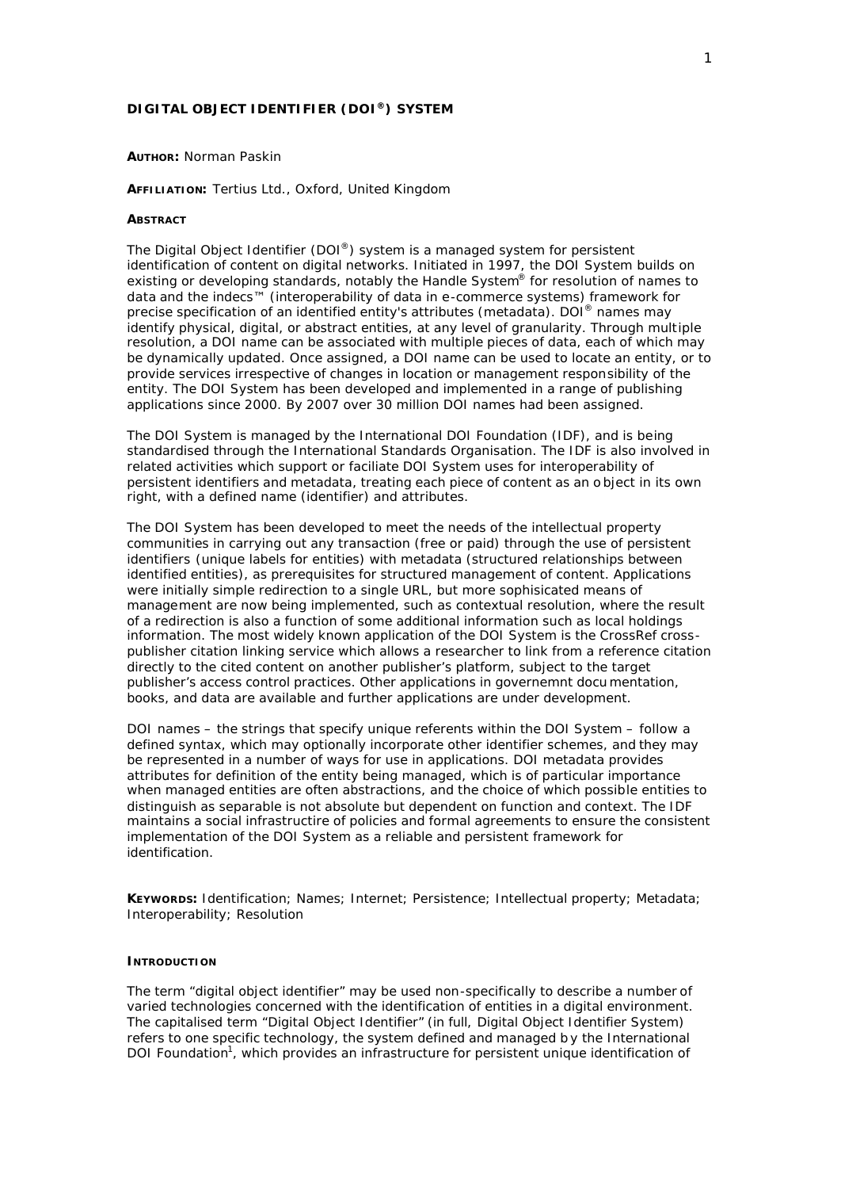# DIGITAL OBJECT IDENTIFIER (DOI®) SYSTEM

**AUTHOR:** Norman Paskin

**AFFILIATION:** Tertius Ltd., Oxford, United Kingdom

**ABSTRACT**

The Digital Object Identifier (DOI®) system is a managed system for persistent identification of content on digital networks. Initiated in 1997, the DOI System builds on existing or developing standards, notably the Handle System® for resolution of names to data and the indecs™ (interoperability of data in e-commerce systems) framework for precise specification of an identified entity's attributes (metadata). DOI® names may identify physical, digital, or abstract entities, at any level of granularity. Through multiple resolution, a DOI name can be associated with multiple pieces of data, each of which may be dynamically updated. Once assigned, a DOI name can be used to locate an entity, or to provide services irrespective of changes in location or management responsibility of the entity. The DOI System has been developed and implemented in a range of publishing applications since 2000. By 2007 over 30 million DOI names had been assigned.

The DOI System is managed by the International DOI Foundation (IDF), and is being standardised through the International Standards Organisation. The IDF is also involved in related activities which support or faciliate DOI System uses for interoperability of persistent identifiers and metadata, treating each piece of content as an object in its own right, with a defined name (identifier) and attributes.

The DOI System has been developed to meet the needs of the intellectual property communities in carrying out any transaction (free or paid) through the use of persistent identifiers (unique labels for entities) with metadata (structured relationships between identified entities), as prerequisites for structured management of content. Applications were initially simple redirection to a single URL, but more sophisicated means of management are now being implemented, such as contextual resolution, where the result of a redirection is also a function of some additional information such as local holdings information. The most widely known application of the DOI System is the CrossRef cross-publisher citation linking service which allows a researcher to link from a reference citation directly to the cited content on another publisher's platform, subject to the target publisher's access control practices. Other applications in governemnt documentation, books, and data are available and further applications are under development.

DOI names – the strings that specify unique referents within the DOI System – follow a defined syntax, which may optionally incorporate other identifier schemes, and they may be represented in a number of ways for use in applications. DOI metadata provides attributes for definition of the entity being managed, which is of particular importance when managed entities are often abstractions, and the choice of which possible entities to distinguish as separable is not absolute but dependent on function and context. The IDF maintains a social infrastructire of policies and formal agreements to ensure the consistent implementation of the DOI System as a reliable and persistent framework for identification.

**KEYWORDS:** Identification; Names; Internet; Persistence; Intellectual property; Metadata; Interoperability; Resolution

## INTRODUCTION

The term "digital object identifier" may be used non-specifically to describe a number of varied technologies concerned with the identification of entities in a digital environment. The capitalised term "Digital Object Identifier" (in full, Digital Object Identifier System) refers to one specific technology, the system defined and managed by the International DOI Foundation[1], which provides an infrastructure for persistent unique identification of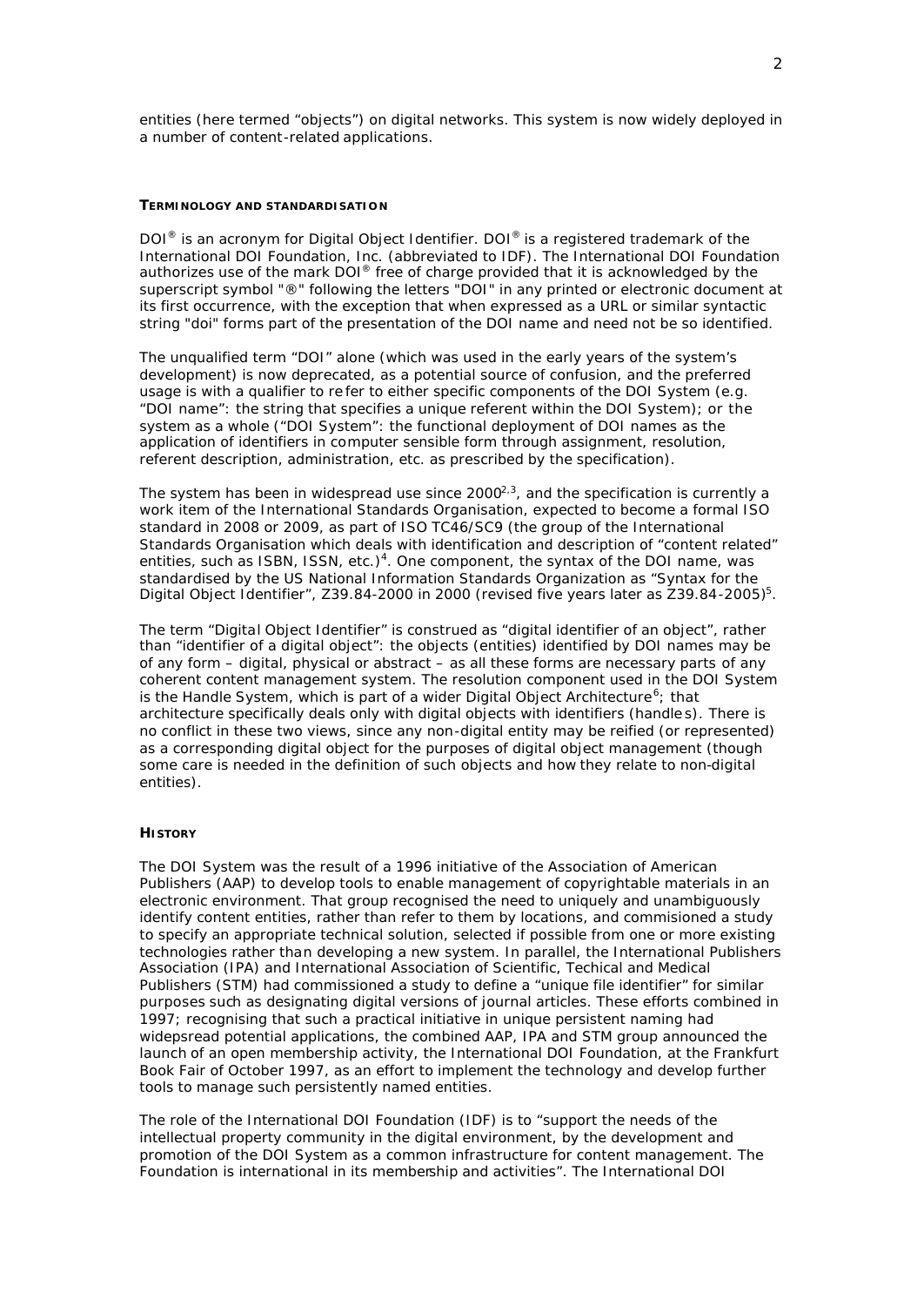entities (here termed "objects") on digital networks. This system is now widely deployed in a number of content-related applications.

## TERMINOLOGY AND STANDARDISATION

DOI® is an acronym for Digital Object Identifier. DOI® is a registered trademark of the International DOI Foundation, Inc. (abbreviated to IDF). The International DOI Foundation authorizes use of the mark DOI® free of charge provided that it is acknowledged by the superscript symbol "®" following the letters "DOI" in any printed or electronic document at its first occurrence, with the exception that when expressed as a URL or similar syntactic string "doi" forms part of the presentation of the DOI name and need not be so identified.

The unqualified term "DOI" alone (which was used in the early years of the system's development) is now deprecated, as a potential source of confusion, and the preferred usage is with a qualifier to refer to either specific components of the DOI System (e.g. "DOI name": the string that specifies a unique referent within the DOI System); or the system as a whole ("DOI System": the functional deployment of DOI names as the application of identifiers in computer sensible form through assignment, resolution, referent description, administration, etc. as prescribed by the specification).

The system has been in widespread use since 2000[2,3], and the specification is currently a work item of the International Standards Organisation, expected to become a formal ISO standard in 2008 or 2009, as part of ISO TC46/SC9 (the group of the International Standards Organisation which deals with identification and description of "content related" entities, such as ISBN, ISSN, etc.)[4]. One component, the syntax of the DOI name, was standardised by the US National Information Standards Organization as "Syntax for the Digital Object Identifier", Z39.84-2000 in 2000 (revised five years later as Z39.84-2005)[5].

The term "Digital Object Identifier" is construed as "digital identifier of an object", rather than "identifier of a digital object": the objects (entities) identified by DOI names may be of any form – digital, physical or abstract – as all these forms are necessary parts of any coherent content management system. The resolution component used in the DOI System is the Handle System, which is part of a wider Digital Object Architecture[6]; that architecture specifically deals only with digital objects with identifiers (handles). There is no conflict in these two views, since any non-digital entity may be reified (or represented) as a corresponding digital object for the purposes of digital object management (though some care is needed in the definition of such objects and how they relate to non-digital entities).

## HISTORY

The DOI System was the result of a 1996 initiative of the Association of American Publishers (AAP) to develop tools to enable management of copyrightable materials in an electronic environment. That group recognised the need to uniquely and unambiguously identify content entities, rather than refer to them by locations, and commisioned a study to specify an appropriate technical solution, selected if possible from one or more existing technologies rather than developing a new system. In parallel, the International Publishers Association (IPA) and International Association of Scientific, Techical and Medical Publishers (STM) had commissioned a study to define a "unique file identifier" for similar purposes such as designating digital versions of journal articles. These efforts combined in 1997; recognising that such a practical initiative in unique persistent naming had widepsread potential applications, the combined AAP, IPA and STM group announced the launch of an open membership activity, the International DOI Foundation, at the Frankfurt Book Fair of October 1997, as an effort to implement the technology and develop further tools to manage such persistently named entities.

The role of the International DOI Foundation (IDF) is to "support the needs of the intellectual property community in the digital environment, by the development and promotion of the DOI System as a common infrastructure for content management. The Foundation is international in its membership and activities". The International DOI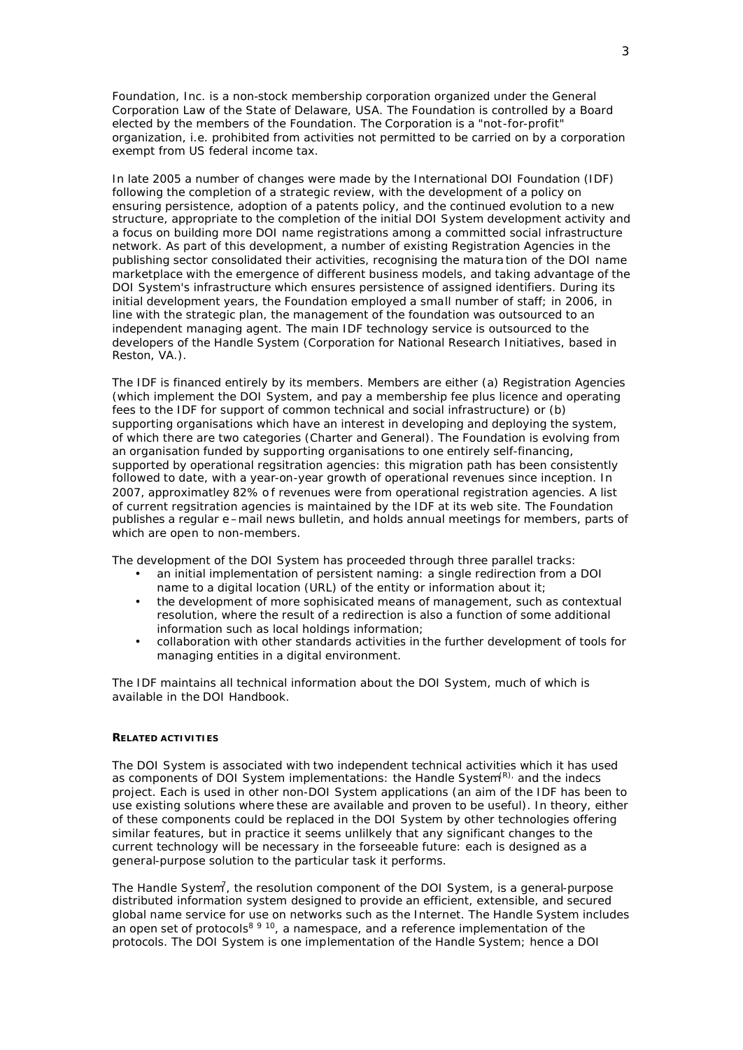Foundation, Inc. is a non-stock membership corporation organized under the General Corporation Law of the State of Delaware, USA. The Foundation is controlled by a Board elected by the members of the Foundation. The Corporation is a "not-for-profit" organization, i.e. prohibited from activities not permitted to be carried on by a corporation exempt from US federal income tax.

In late 2005 a number of changes were made by the International DOI Foundation (IDF) following the completion of a strategic review, with the development of a policy on ensuring persistence, adoption of a patents policy, and the continued evolution to a new structure, appropriate to the completion of the initial DOI System development activity and a focus on building more DOI name registrations among a committed social infrastructure network. As part of this development, a number of existing Registration Agencies in the publishing sector consolidated their activities, recognising the maturation of the DOI name marketplace with the emergence of different business models, and taking advantage of the DOI System's infrastructure which ensures persistence of assigned identifiers. During its initial development years, the Foundation employed a small number of staff; in 2006, in line with the strategic plan, the management of the foundation was outsourced to an independent managing agent. The main IDF technology service is outsourced to the developers of the Handle System (Corporation for National Research Initiatives, based in Reston, VA.).

The IDF is financed entirely by its members. Members are either (a) Registration Agencies (which implement the DOI System, and pay a membership fee plus licence and operating fees to the IDF for support of common technical and social infrastructure) or (b) supporting organisations which have an interest in developing and deploying the system, of which there are two categories (Charter and General). The Foundation is evolving from an organisation funded by supporting organisations to one entirely self-financing, supported by operational regsitration agencies: this migration path has been consistently followed to date, with a year-on-year growth of operational revenues since inception. In 2007, approximatley 82% of revenues were from operational registration agencies. A list of current regsitration agencies is maintained by the IDF at its web site. The Foundation publishes a regular e–mail news bulletin, and holds annual meetings for members, parts of which are open to non-members.

The development of the DOI System has proceeded through three parallel tracks:

- an initial implementation of persistent naming: a single redirection from a DOI name to a digital location (URL) of the entity or information about it;
- the development of more sophisicated means of management, such as contextual resolution, where the result of a redirection is also a function of some additional information such as local holdings information;
- collaboration with other standards activities in the further development of tools for managing entities in a digital environment.

The IDF maintains all technical information about the DOI System, much of which is available in the DOI Handbook.

## RELATED ACTIVITIES

The DOI System is associated with two independent technical activities which it has used as components of DOI System implementations: the Handle System(R), and the indecs project. Each is used in other non-DOI System applications (an aim of the IDF has been to use existing solutions where these are available and proven to be useful). In theory, either of these components could be replaced in the DOI System by other technologies offering similar features, but in practice it seems unlilkely that any significant changes to the current technology will be necessary in the forseeable future: each is designed as a general-purpose solution to the particular task it performs.

The Handle System[7], the resolution component of the DOI System, is a general-purpose distributed information system designed to provide an efficient, extensible, and secured global name service for use on networks such as the Internet. The Handle System includes an open set of protocols[8 9 10], a namespace, and a reference implementation of the protocols. The DOI System is one implementation of the Handle System; hence a DOI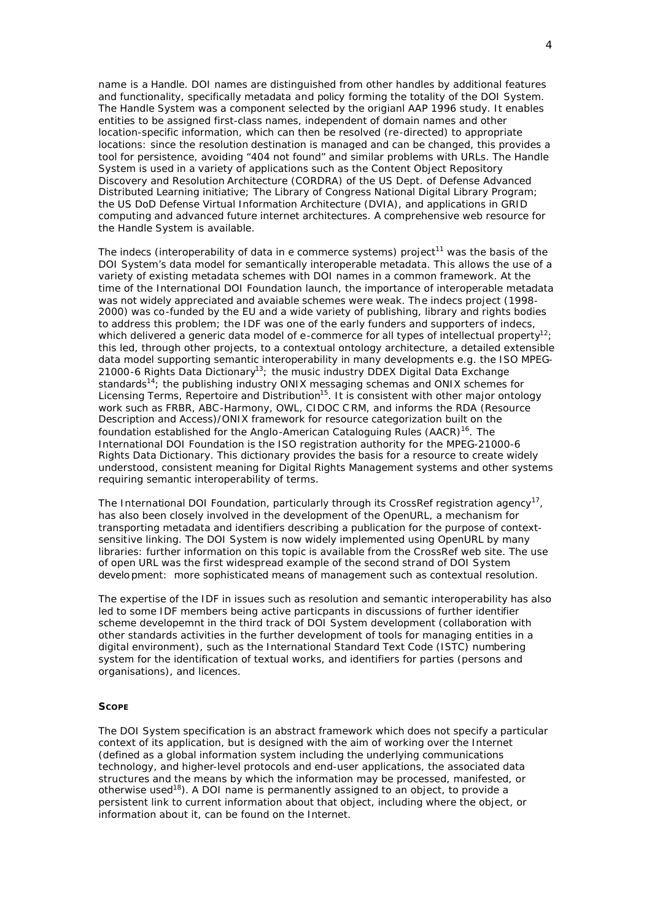name is a Handle. DOI names are distinguished from other handles by additional features and functionality, specifically metadata and policy forming the totality of the DOI System. The Handle System was a component selected by the origianl AAP 1996 study. It enables entities to be assigned first-class names, independent of domain names and other location-specific information, which can then be resolved (re-directed) to appropriate locations: since the resolution destination is managed and can be changed, this provides a tool for persistence, avoiding "404 not found" and similar problems with URLs. The Handle System is used in a variety of applications such as the Content Object Repository Discovery and Resolution Architecture (CORDRA) of the US Dept. of Defense Advanced Distributed Learning initiative; The Library of Congress National Digital Library Program; the US DoD Defense Virtual Information Architecture (DVIA), and applications in GRID computing and advanced future internet architectures. A comprehensive web resource for the Handle System is available.

The indecs (interoperability of data in e commerce systems) project[11] was the basis of the DOI System's data model for semantically interoperable metadata. This allows the use of a variety of existing metadata schemes with DOI names in a common framework. At the time of the International DOI Foundation launch, the importance of interoperable metadata was not widely appreciated and avaiable schemes were weak. The indecs project (1998-2000) was co-funded by the EU and a wide variety of publishing, library and rights bodies to address this problem; the IDF was one of the early funders and supporters of indecs, which delivered a generic data model of e-commerce for all types of intellectual property[12]; this led, through other projects, to a contextual ontology architecture, a detailed extensible data model supporting semantic interoperability in many developments e.g. the ISO MPEG-21000-6 Rights Data Dictionary[13]; the music industry DDEX Digital Data Exchange standards[14]; the publishing industry ONIX messaging schemas and ONIX schemes for Licensing Terms, Repertoire and Distribution[15]. It is consistent with other major ontology work such as FRBR, ABC-Harmony, OWL, CIDOC CRM, and informs the RDA (Resource Description and Access)/ONIX framework for resource categorization built on the foundation established for the Anglo-American Cataloguing Rules (AACR)[16]. The International DOI Foundation is the ISO registration authority for the MPEG-21000-6 Rights Data Dictionary. This dictionary provides the basis for a resource to create widely understood, consistent meaning for Digital Rights Management systems and other systems requiring semantic interoperability of terms.

The International DOI Foundation, particularly through its CrossRef registration agency[17], has also been closely involved in the development of the OpenURL, a mechanism for transporting metadata and identifiers describing a publication for the purpose of context-sensitive linking. The DOI System is now widely implemented using OpenURL by many libraries: further information on this topic is available from the CrossRef web site. The use of open URL was the first widespread example of the second strand of DOI System development: more sophisticated means of management such as contextual resolution.

The expertise of the IDF in issues such as resolution and semantic interoperability has also led to some IDF members being active particpants in discussions of further identifier scheme developemnt in the third track of DOI System development (collaboration with other standards activities in the further development of tools for managing entities in a digital environment), such as the International Standard Text Code (ISTC) numbering system for the identification of textual works, and identifiers for parties (persons and organisations), and licences.

## Scope

The DOI System specification is an abstract framework which does not specify a particular context of its application, but is designed with the aim of working over the Internet (defined as a global information system including the underlying communications technology, and higher-level protocols and end-user applications, the associated data structures and the means by which the information may be processed, manifested, or otherwise used[18]). A DOI name is permanently assigned to an object, to provide a persistent link to current information about that object, including where the object, or information about it, can be found on the Internet.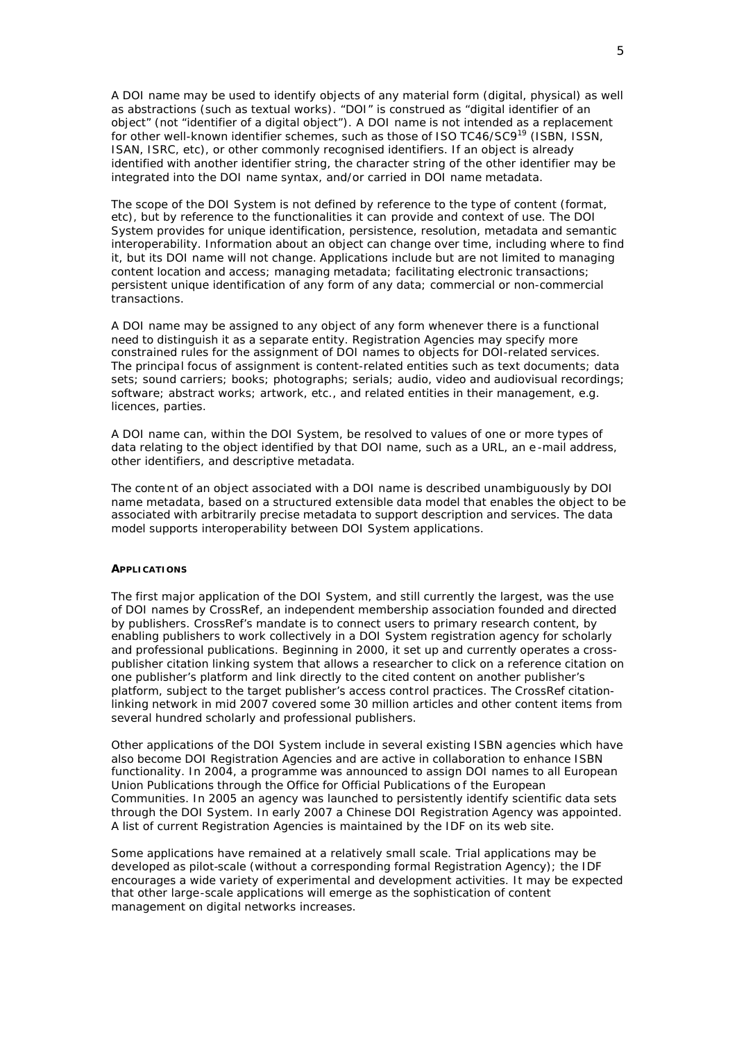A DOI name may be used to identify objects of any material form (digital, physical) as well as abstractions (such as textual works). "DOI" is construed as "digital identifier of an object" (not "identifier of a digital object"). A DOI name is not intended as a replacement for other well-known identifier schemes, such as those of ISO TC46/SC9[19] (ISBN, ISSN, ISAN, ISRC, etc), or other commonly recognised identifiers. If an object is already identified with another identifier string, the character string of the other identifier may be integrated into the DOI name syntax, and/or carried in DOI name metadata.

The scope of the DOI System is not defined by reference to the type of content (format, etc), but by reference to the functionalities it can provide and context of use. The DOI System provides for unique identification, persistence, resolution, metadata and semantic interoperability. Information about an object can change over time, including where to find it, but its DOI name will not change. Applications include but are not limited to managing content location and access; managing metadata; facilitating electronic transactions; persistent unique identification of any form of any data; commercial or non-commercial transactions.

A DOI name may be assigned to any object of any form whenever there is a functional need to distinguish it as a separate entity. Registration Agencies may specify more constrained rules for the assignment of DOI names to objects for DOI-related services. The principal focus of assignment is content-related entities such as text documents; data sets; sound carriers; books; photographs; serials; audio, video and audiovisual recordings; software; abstract works; artwork, etc., and related entities in their management, e.g. licences, parties.

A DOI name can, within the DOI System, be resolved to values of one or more types of data relating to the object identified by that DOI name, such as a URL, an e-mail address, other identifiers, and descriptive metadata.

The content of an object associated with a DOI name is described unambiguously by DOI name metadata, based on a structured extensible data model that enables the object to be associated with arbitrarily precise metadata to support description and services. The data model supports interoperability between DOI System applications.

**APPLICATIONS**

The first major application of the DOI System, and still currently the largest, was the use of DOI names by CrossRef, an independent membership association founded and directed by publishers. CrossRef's mandate is to connect users to primary research content, by enabling publishers to work collectively in a DOI System registration agency for scholarly and professional publications. Beginning in 2000, it set up and currently operates a cross-publisher citation linking system that allows a researcher to click on a reference citation on one publisher's platform and link directly to the cited content on another publisher's platform, subject to the target publisher's access control practices. The CrossRef citation-linking network in mid 2007 covered some 30 million articles and other content items from several hundred scholarly and professional publishers.

Other applications of the DOI System include in several existing ISBN agencies which have also become DOI Registration Agencies and are active in collaboration to enhance ISBN functionality. In 2004, a programme was announced to assign DOI names to all European Union Publications through the Office for Official Publications of the European Communities. In 2005 an agency was launched to persistently identify scientific data sets through the DOI System. In early 2007 a Chinese DOI Registration Agency was appointed. A list of current Registration Agencies is maintained by the IDF on its web site.

Some applications have remained at a relatively small scale. Trial applications may be developed as pilot-scale (without a corresponding formal Registration Agency); the IDF encourages a wide variety of experimental and development activities. It may be expected that other large-scale applications will emerge as the sophistication of content management on digital networks increases.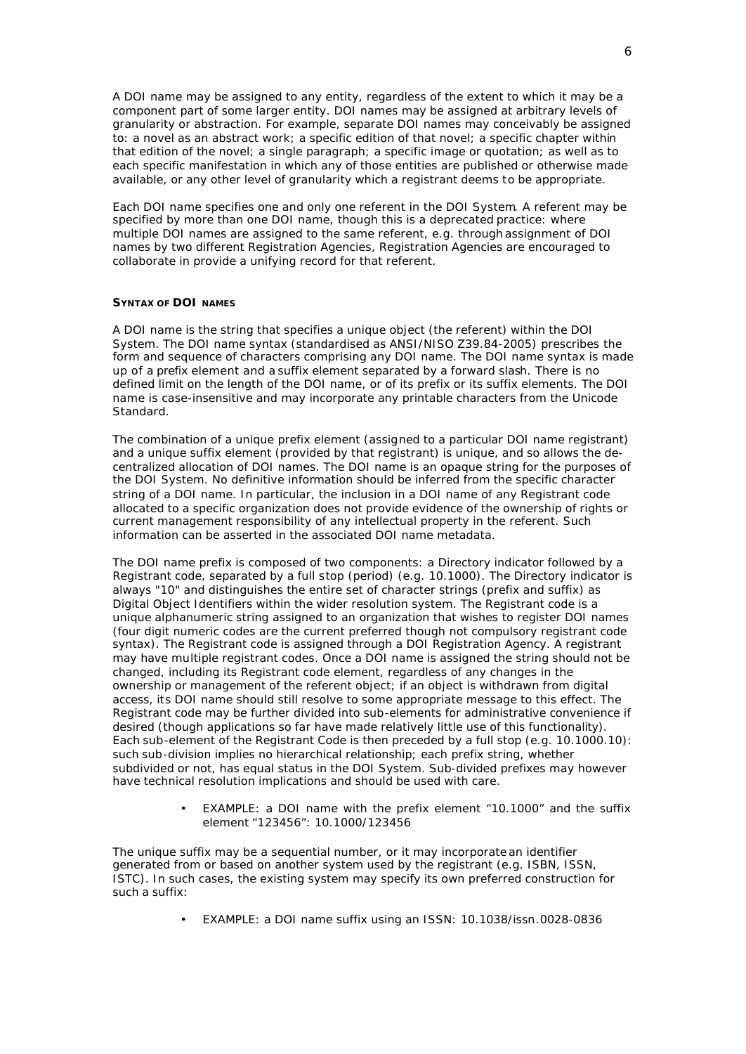A DOI name may be assigned to any entity, regardless of the extent to which it may be a component part of some larger entity. DOI names may be assigned at arbitrary levels of granularity or abstraction. For example, separate DOI names may conceivably be assigned to: a novel as an abstract work; a specific edition of that novel; a specific chapter within that edition of the novel; a single paragraph; a specific image or quotation; as well as to each specific manifestation in which any of those entities are published or otherwise made available, or any other level of granularity which a registrant deems to be appropriate.

Each DOI name specifies one and only one referent in the DOI System. A referent may be specified by more than one DOI name, though this is a deprecated practice: where multiple DOI names are assigned to the same referent, e.g. through assignment of DOI names by two different Registration Agencies, Registration Agencies are encouraged to collaborate in provide a unifying record for that referent.

## SYNTAX OF DOI NAMES

A DOI name is the string that specifies a unique object (the referent) within the DOI System. The DOI name syntax (standardised as ANSI/NISO Z39.84-2005) prescribes the form and sequence of characters comprising any DOI name. The DOI name syntax is made up of a prefix element and a suffix element separated by a forward slash. There is no defined limit on the length of the DOI name, or of its prefix or its suffix elements. The DOI name is case-insensitive and may incorporate any printable characters from the Unicode Standard.

The combination of a unique prefix element (assigned to a particular DOI name registrant) and a unique suffix element (provided by that registrant) is unique, and so allows the de-centralized allocation of DOI names. The DOI name is an opaque string for the purposes of the DOI System. No definitive information should be inferred from the specific character string of a DOI name. In particular, the inclusion in a DOI name of any Registrant code allocated to a specific organization does not provide evidence of the ownership of rights or current management responsibility of any intellectual property in the referent. Such information can be asserted in the associated DOI name metadata.

The DOI name prefix is composed of two components: a Directory indicator followed by a Registrant code, separated by a full stop (period) (e.g. 10.1000). The Directory indicator is always "10" and distinguishes the entire set of character strings (prefix and suffix) as Digital Object Identifiers within the wider resolution system. The Registrant code is a unique alphanumeric string assigned to an organization that wishes to register DOI names (four digit numeric codes are the current preferred though not compulsory registrant code syntax). The Registrant code is assigned through a DOI Registration Agency. A registrant may have multiple registrant codes. Once a DOI name is assigned the string should not be changed, including its Registrant code element, regardless of any changes in the ownership or management of the referent object; if an object is withdrawn from digital access, its DOI name should still resolve to some appropriate message to this effect. The Registrant code may be further divided into sub-elements for administrative convenience if desired (though applications so far have made relatively little use of this functionality). Each sub-element of the Registrant Code is then preceded by a full stop (e.g. 10.1000.10): such sub-division implies no hierarchical relationship; each prefix string, whether subdivided or not, has equal status in the DOI System. Sub-divided prefixes may however have technical resolution implications and should be used with care.

- EXAMPLE: a DOI name with the prefix element “10.1000” and the suffix element “123456”: 10.1000/123456

The unique suffix may be a sequential number, or it may incorporate an identifier generated from or based on another system used by the registrant (e.g. ISBN, ISSN, ISTC). In such cases, the existing system may specify its own preferred construction for such a suffix:

- EXAMPLE: a DOI name suffix using an ISSN: 10.1038/issn.0028-0836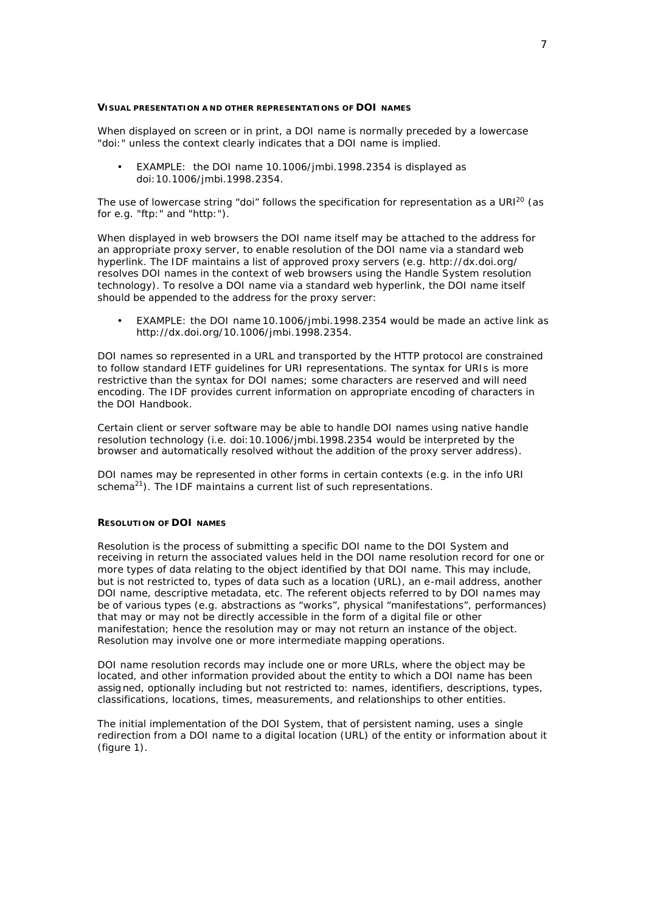### Visual presentation and other representations of DOI names

When displayed on screen or in print, a DOI name is normally preceded by a lowercase "doi:" unless the context clearly indicates that a DOI name is implied.

- EXAMPLE: the DOI name 10.1006/jmbi.1998.2354 is displayed as doi:10.1006/jmbi.1998.2354.

The use of lowercase string "doi" follows the specification for representation as a URI[20] (as for e.g. "ftp:" and "http:").

When displayed in web browsers the DOI name itself may be attached to the address for an appropriate proxy server, to enable resolution of the DOI name via a standard web hyperlink. The IDF maintains a list of approved proxy servers (e.g. http://dx.doi.org/ resolves DOI names in the context of web browsers using the Handle System resolution technology). To resolve a DOI name via a standard web hyperlink, the DOI name itself should be appended to the address for the proxy server:

- EXAMPLE: the DOI name 10.1006/jmbi.1998.2354 would be made an active link as http://dx.doi.org/10.1006/jmbi.1998.2354.

DOI names so represented in a URL and transported by the HTTP protocol are constrained to follow standard IETF guidelines for URI representations. The syntax for URIs is more restrictive than the syntax for DOI names; some characters are reserved and will need encoding. The IDF provides current information on appropriate encoding of characters in the DOI Handbook.

Certain client or server software may be able to handle DOI names using native handle resolution technology (i.e. doi:10.1006/jmbi.1998.2354 would be interpreted by the browser and automatically resolved without the addition of the proxy server address).

DOI names may be represented in other forms in certain contexts (e.g. in the info URI schema[21]). The IDF maintains a current list of such representations.

### Resolution of DOI names

Resolution is the process of submitting a specific DOI name to the DOI System and receiving in return the associated values held in the DOI name resolution record for one or more types of data relating to the object identified by that DOI name. This may include, but is not restricted to, types of data such as a location (URL), an e-mail address, another DOI name, descriptive metadata, etc. The referent objects referred to by DOI names may be of various types (e.g. abstractions as "works", physical "manifestations", performances) that may or may not be directly accessible in the form of a digital file or other manifestation; hence the resolution may or may not return an instance of the object. Resolution may involve one or more intermediate mapping operations.

DOI name resolution records may include one or more URLs, where the object may be located, and other information provided about the entity to which a DOI name has been assigned, optionally including but not restricted to: names, identifiers, descriptions, types, classifications, locations, times, measurements, and relationships to other entities.

The initial implementation of the DOI System, that of persistent naming, uses a single redirection from a DOI name to a digital location (URL) of the entity or information about it (figure 1).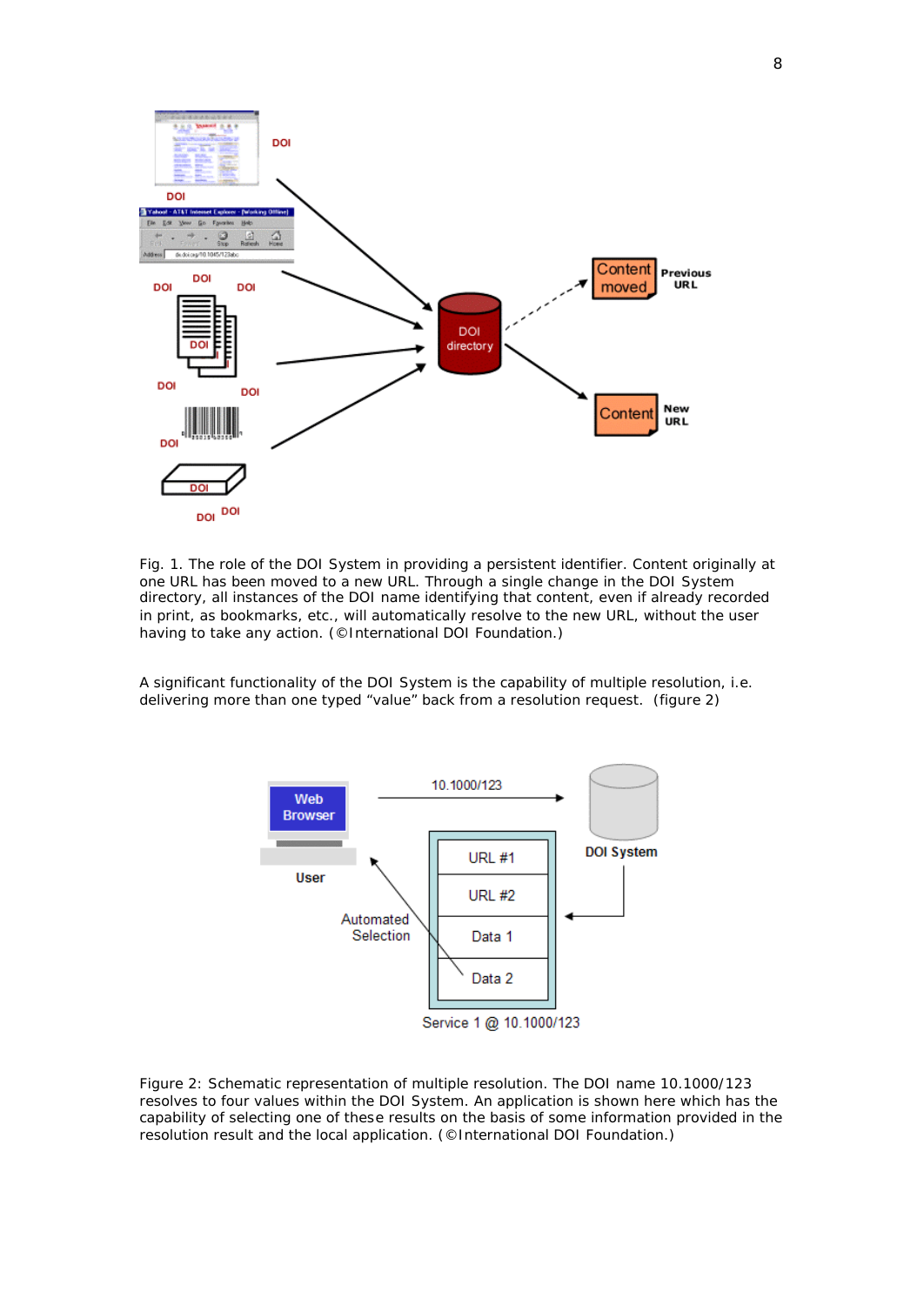Fig. 1. The role of the DOI System in providing a persistent identifier. Content originally at one URL has been moved to a new URL. Through a single change in the DOI System directory, all instances of the DOI name identifying that content, even if already recorded in print, as bookmarks, etc., will automatically resolve to the new URL, without the user having to take any action. (©International DOI Foundation.)

A significant functionality of the DOI System is the capability of multiple resolution, i.e. delivering more than one typed "value" back from a resolution request. (figure 2)

Figure 2: Schematic representation of multiple resolution. The DOI name 10.1000/123 resolves to four values within the DOI System. An application is shown here which has the capability of selecting one of these results on the basis of some information provided in the resolution result and the local application. (©International DOI Foundation.)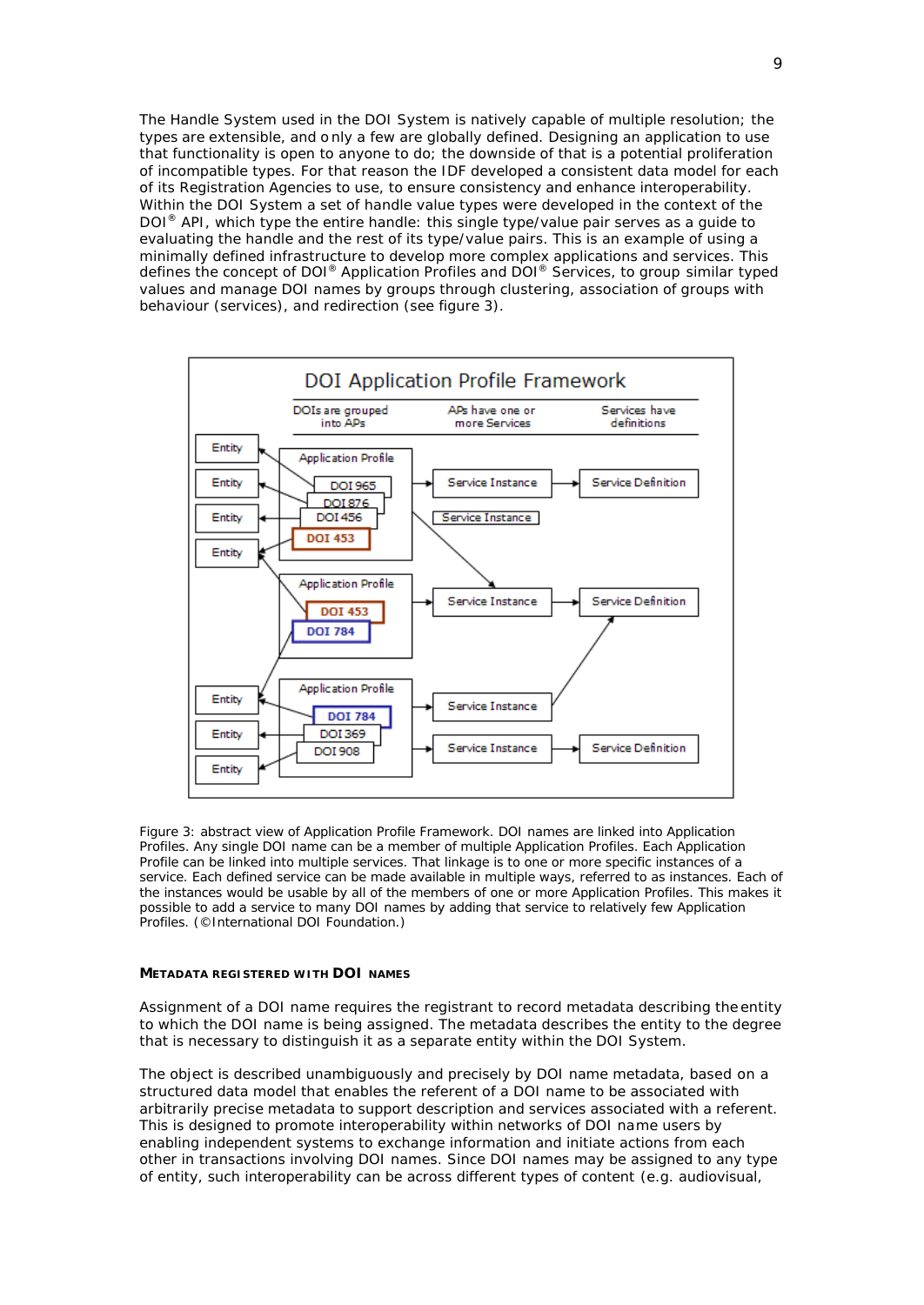The Handle System used in the DOI System is natively capable of multiple resolution; the types are extensible, and only a few are globally defined. Designing an application to use that functionality is open to anyone to do; the downside of that is a potential proliferation of incompatible types. For that reason the IDF developed a consistent data model for each of its Registration Agencies to use, to ensure consistency and enhance interoperability. Within the DOI System a set of handle value types were developed in the context of the DOI® API, which type the entire handle: this single type/value pair serves as a guide to evaluating the handle and the rest of its type/value pairs. This is an example of using a minimally defined infrastructure to develop more complex applications and services. This defines the concept of DOI® Application Profiles and DOI® Services, to group similar typed values and manage DOI names by groups through clustering, association of groups with behaviour (services), and redirection (see figure 3).

Figure 3: abstract view of Application Profile Framework. DOI names are linked into Application Profiles. Any single DOI name can be a member of multiple Application Profiles. Each Application Profile can be linked into multiple services. That linkage is to one or more specific instances of a service. Each defined service can be made available in multiple ways, referred to as instances. Each of the instances would be usable by all of the members of one or more Application Profiles. This makes it possible to add a service to many DOI names by adding that service to relatively few Application Profiles. (©International DOI Foundation.)

#### METADATA REGISTERED WITH DOI NAMES

Assignment of a DOI name requires the registrant to record metadata describing the entity to which the DOI name is being assigned. The metadata describes the entity to the degree that is necessary to distinguish it as a separate entity within the DOI System.

The object is described unambiguously and precisely by DOI name metadata, based on a structured data model that enables the referent of a DOI name to be associated with arbitrarily precise metadata to support description and services associated with a referent. This is designed to promote interoperability within networks of DOI name users by enabling independent systems to exchange information and initiate actions from each other in transactions involving DOI names. Since DOI names may be assigned to any type of entity, such interoperability can be across different types of content (e.g. audiovisual,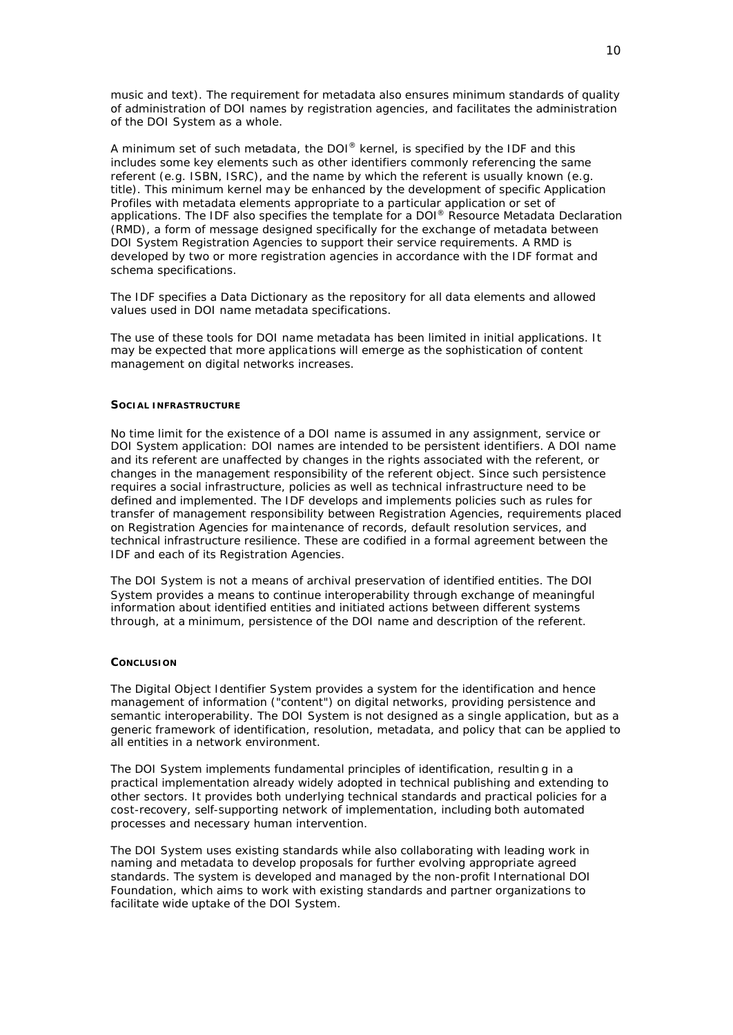music and text). The requirement for metadata also ensures minimum standards of quality of administration of DOI names by registration agencies, and facilitates the administration of the DOI System as a whole.

A minimum set of such metadata, the DOI® kernel, is specified by the IDF and this includes some key elements such as other identifiers commonly referencing the same referent (e.g. ISBN, ISRC), and the name by which the referent is usually known (e.g. title). This minimum kernel may be enhanced by the development of specific Application Profiles with metadata elements appropriate to a particular application or set of applications. The IDF also specifies the template for a DOI® Resource Metadata Declaration (RMD), a form of message designed specifically for the exchange of metadata between DOI System Registration Agencies to support their service requirements. A RMD is developed by two or more registration agencies in accordance with the IDF format and schema specifications.

The IDF specifies a Data Dictionary as the repository for all data elements and allowed values used in DOI name metadata specifications.

The use of these tools for DOI name metadata has been limited in initial applications. It may be expected that more applications will emerge as the sophistication of content management on digital networks increases.

## SOCIAL INFRASTRUCTURE

No time limit for the existence of a DOI name is assumed in any assignment, service or DOI System application: DOI names are intended to be persistent identifiers. A DOI name and its referent are unaffected by changes in the rights associated with the referent, or changes in the management responsibility of the referent object. Since such persistence requires a social infrastructure, policies as well as technical infrastructure need to be defined and implemented. The IDF develops and implements policies such as rules for transfer of management responsibility between Registration Agencies, requirements placed on Registration Agencies for maintenance of records, default resolution services, and technical infrastructure resilience. These are codified in a formal agreement between the IDF and each of its Registration Agencies.

The DOI System is not a means of archival preservation of identified entities. The DOI System provides a means to continue interoperability through exchange of meaningful information about identified entities and initiated actions between different systems through, at a minimum, persistence of the DOI name and description of the referent.

## CONCLUSION

The Digital Object Identifier System provides a system for the identification and hence management of information ("content") on digital networks, providing persistence and semantic interoperability. The DOI System is not designed as a single application, but as a generic framework of identification, resolution, metadata, and policy that can be applied to all entities in a network environment.

The DOI System implements fundamental principles of identification, resulting in a practical implementation already widely adopted in technical publishing and extending to other sectors. It provides both underlying technical standards and practical policies for a cost-recovery, self-supporting network of implementation, including both automated processes and necessary human intervention.

The DOI System uses existing standards while also collaborating with leading work in naming and metadata to develop proposals for further evolving appropriate agreed standards. The system is developed and managed by the non-profit International DOI Foundation, which aims to work with existing standards and partner organizations to facilitate wide uptake of the DOI System.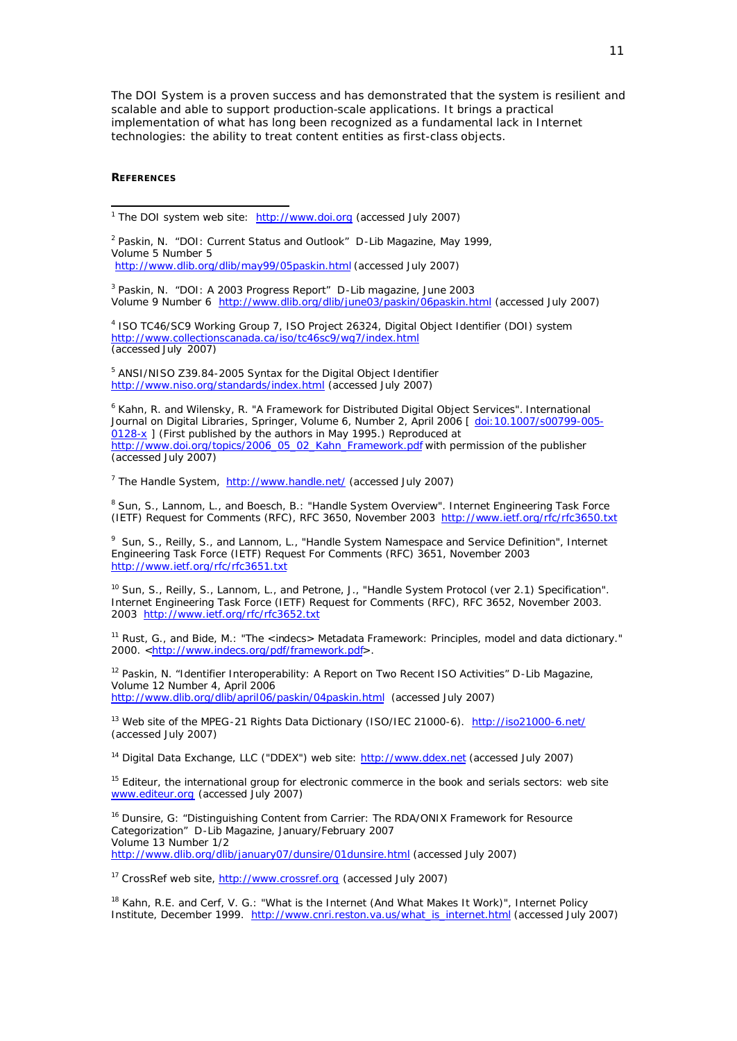The DOI System is a proven success and has demonstrated that the system is resilient and scalable and able to support production-scale applications. It brings a practical implementation of what has long been recognized as a fundamental lack in Internet technologies: the ability to treat content entities as first-class objects.

## REFERENCES

[1] The DOI system web site: http://www.doi.org (accessed July 2007)

[2] Paskin, N. "DOI: Current Status and Outlook" D-Lib Magazine, May 1999, Volume 5 Number 5
http://www.dlib.org/dlib/may99/05paskin.html (accessed July 2007)

[3] Paskin, N. "DOI: A 2003 Progress Report" D-Lib magazine, June 2003
Volume 9 Number 6 http://www.dlib.org/dlib/june03/paskin/06paskin.html (accessed July 2007)

[4] ISO TC46/SC9 Working Group 7, ISO Project 26324, Digital Object Identifier (DOI) system
http://www.collectionscanada.ca/iso/tc46sc9/wg7/index.html
(accessed July 2007)

[5] ANSI/NISO Z39.84-2005 Syntax for the Digital Object Identifier
http://www.niso.org/standards/index.html (accessed July 2007)

[6] Kahn, R. and Wilensky, R. "A Framework for Distributed Digital Object Services". International Journal on Digital Libraries, Springer, Volume 6, Number 2, April 2006 [ doi:10.1007/s00799-005-0128-x ] (First published by the authors in May 1995.) Reproduced at http://www.doi.org/topics/2006_05_02_Kahn_Framework.pdf with permission of the publisher (accessed July 2007)

[7] The Handle System, http://www.handle.net/ (accessed July 2007)

[8] Sun, S., Lannom, L., and Boesch, B.: "Handle System Overview". Internet Engineering Task Force (IETF) Request for Comments (RFC), RFC 3650, November 2003 http://www.ietf.org/rfc/rfc3650.txt

[9] Sun, S., Reilly, S., and Lannom, L., "Handle System Namespace and Service Definition", Internet Engineering Task Force (IETF) Request For Comments (RFC) 3651, November 2003
http://www.ietf.org/rfc/rfc3651.txt

[10] Sun, S., Reilly, S., Lannom, L., and Petrone, J., "Handle System Protocol (ver 2.1) Specification". Internet Engineering Task Force (IETF) Request for Comments (RFC), RFC 3652, November 2003. 2003 http://www.ietf.org/rfc/rfc3652.txt

[11] Rust, G., and Bide, M.: "The <indecs> Metadata Framework: Principles, model and data dictionary." 2000. <http://www.indecs.org/pdf/framework.pdf>.

[12] Paskin, N. "Identifier Interoperability: A Report on Two Recent ISO Activities" D-Lib Magazine, Volume 12 Number 4, April 2006
http://www.dlib.org/dlib/april06/paskin/04paskin.html (accessed July 2007)

[13] Web site of the MPEG-21 Rights Data Dictionary (ISO/IEC 21000-6). http://iso21000-6.net/ (accessed July 2007)

[14] Digital Data Exchange, LLC ("DDEX") web site: http://www.ddex.net (accessed July 2007)

[15] Editeur, the international group for electronic commerce in the book and serials sectors: web site www.editeur.org (accessed July 2007)

[16] Dunsire, G: "Distinguishing Content from Carrier: The RDA/ONIX Framework for Resource Categorization" D-Lib Magazine, January/February 2007
Volume 13 Number 1/2
http://www.dlib.org/dlib/january07/dunsire/01dunsire.html (accessed July 2007)

[17] CrossRef web site, http://www.crossref.org (accessed July 2007)

[18] Kahn, R.E. and Cerf, V. G.: "What is the Internet (And What Makes It Work)", Internet Policy Institute, December 1999. http://www.cnri.reston.va.us/what_is_internet.html (accessed July 2007)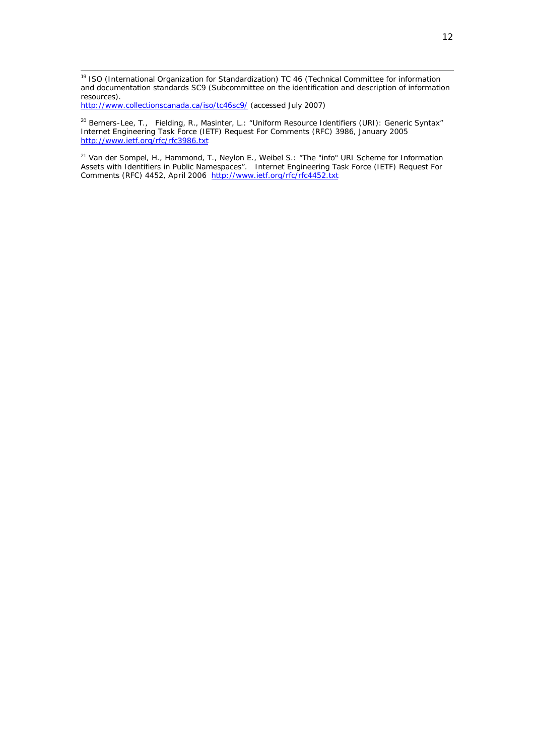[19] ISO (International Organization for Standardization) TC 46 (Technical Committee for information and documentation standards SC9 (Subcommittee on the identification and description of information resources).
http://www.collectionscanada.ca/iso/tc46sc9/ (accessed July 2007)

[20] Berners-Lee, T., Fielding, R., Masinter, L.: "Uniform Resource Identifiers (URI): Generic Syntax" Internet Engineering Task Force (IETF) Request For Comments (RFC) 3986, January 2005
http://www.ietf.org/rfc/rfc3986.txt

[21] Van der Sompel, H., Hammond, T., Neylon E., Weibel S.: "The "info" URI Scheme for Information Assets with Identifiers in Public Namespaces". Internet Engineering Task Force (IETF) Request For Comments (RFC) 4452, April 2006 http://www.ietf.org/rfc/rfc4452.txt